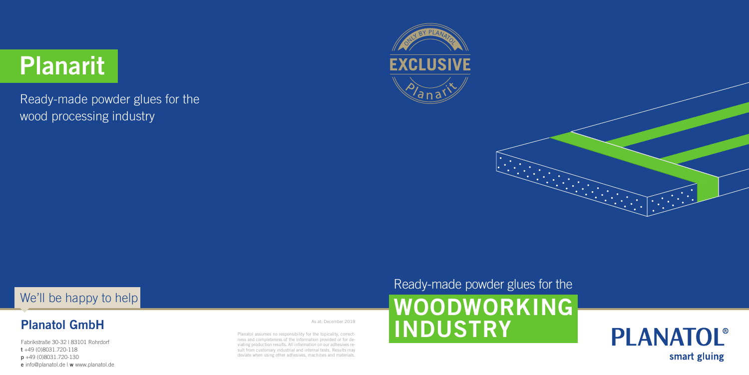# Planarit

Ready-made powder glues for the wood processing industry

ONLY BY PLANATOL

**EXCLUSIVE**

Planarit

## We'll be happy to help

### Planatol GmbH

Fabrikstraße 30-32 | 83101 Rohrdorf
**t** +49 (0)8031.720-118
**p** +49 (0)8031.720-130
**e** info@planatol.de | **w** www.planatol.de

As at: December 2018

Planatol assumes no responsibility for the topicality, correctness and completeness of the information provided or for deviating production results. All information on our adhesives result from customary industrial and internal tests. Results may deviate when using other adhesives, machines and materials.

Ready-made powder glues for the

# WOODWORKING INDUSTRY

**PLANATOL®**
smart gluing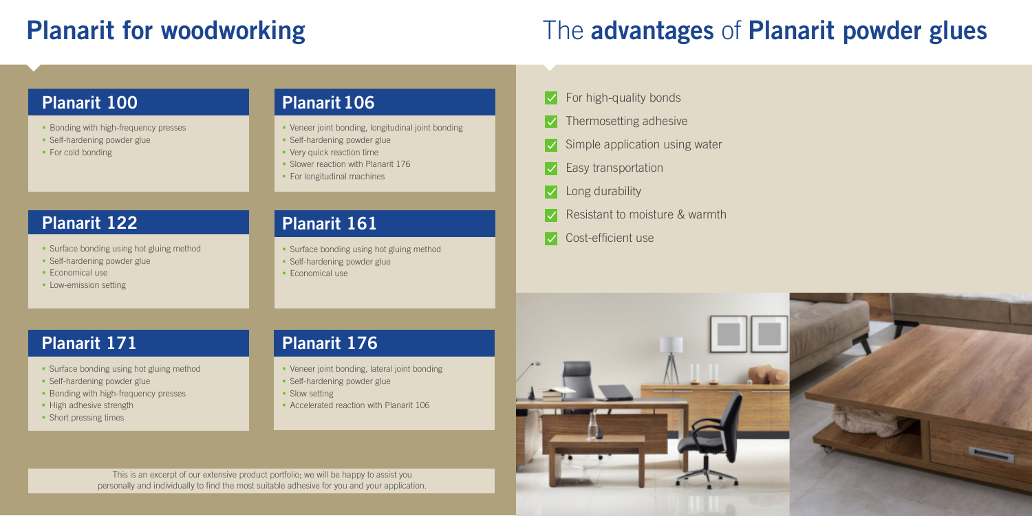# Planarit for woodworking

## Planarit 100

- Bonding with high-frequency presses
- Self-hardening powder glue
- For cold bonding

## Planarit 106

- Veneer joint bonding, longitudinal joint bonding
- Self-hardening powder glue
- Very quick reaction time
- Slower reaction with Planarit 176
- For longitudinal machines

## Planarit 122

- Surface bonding using hot gluing method
- Self-hardening powder glue
- Economical use
- Low-emission setting

## Planarit 161

- Surface bonding using hot gluing method
- Self-hardening powder glue
- Economical use

## Planarit 171

- Surface bonding using hot gluing method
- Self-hardening powder glue
- Bonding with high-frequency presses
- High adhesive strength
- Short pressing times

## Planarit 176

- Veneer joint bonding, lateral joint bonding
- Self-hardening powder glue
- Slow setting
- Accelerated reaction with Planarit 106

This is an excerpt of our extensive product portfolio; we will be happy to assist you personally and individually to find the most suitable adhesive for you and your application.

# The **advantages** of **Planarit powder glues**

- ✓ For high-quality bonds
- ✓ Thermosetting adhesive
- ✓ Simple application using water
- ✓ Easy transportation
- ✓ Long durability
- ✓ Resistant to moisture & warmth
- ✓ Cost-efficient use